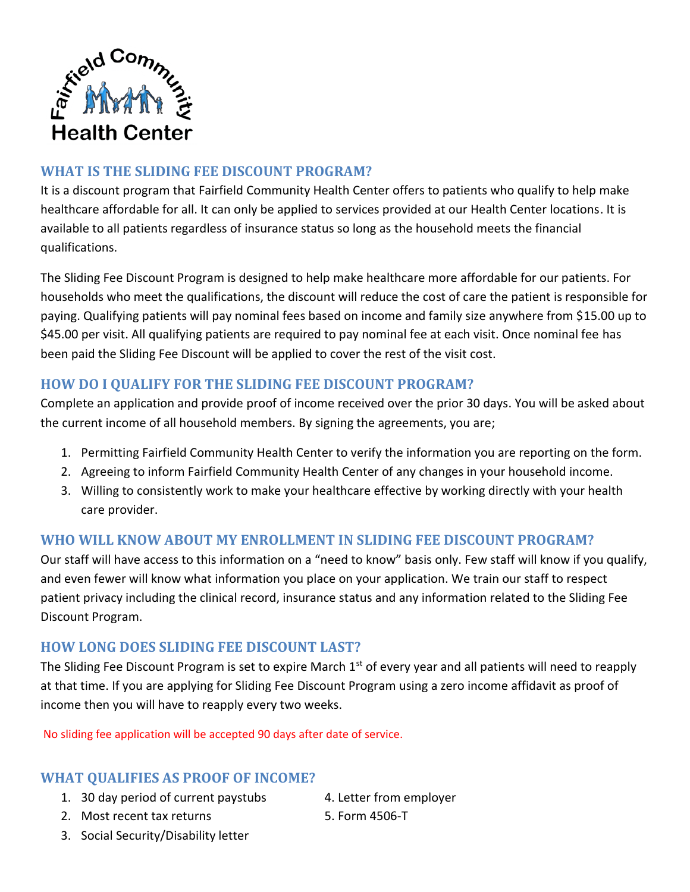Fairfield Community Health Center

## WHAT IS THE SLIDING FEE DISCOUNT PROGRAM?

It is a discount program that Fairfield Community Health Center offers to patients who qualify to help make healthcare affordable for all. It can only be applied to services provided at our Health Center locations. It is available to all patients regardless of insurance status so long as the household meets the financial qualifications.

The Sliding Fee Discount Program is designed to help make healthcare more affordable for our patients. For households who meet the qualifications, the discount will reduce the cost of care the patient is responsible for paying. Qualifying patients will pay nominal fees based on income and family size anywhere from $15.00 up to $45.00 per visit. All qualifying patients are required to pay nominal fee at each visit. Once nominal fee has been paid the Sliding Fee Discount will be applied to cover the rest of the visit cost.

## HOW DO I QUALIFY FOR THE SLIDING FEE DISCOUNT PROGRAM?

Complete an application and provide proof of income received over the prior 30 days. You will be asked about the current income of all household members. By signing the agreements, you are;

1. Permitting Fairfield Community Health Center to verify the information you are reporting on the form.
2. Agreeing to inform Fairfield Community Health Center of any changes in your household income.
3. Willing to consistently work to make your healthcare effective by working directly with your health care provider.

## WHO WILL KNOW ABOUT MY ENROLLMENT IN SLIDING FEE DISCOUNT PROGRAM?

Our staff will have access to this information on a "need to know" basis only. Few staff will know if you qualify, and even fewer will know what information you place on your application. We train our staff to respect patient privacy including the clinical record, insurance status and any information related to the Sliding Fee Discount Program.

## HOW LONG DOES SLIDING FEE DISCOUNT LAST?

The Sliding Fee Discount Program is set to expire March 1st of every year and all patients will need to reapply at that time. If you are applying for Sliding Fee Discount Program using a zero income affidavit as proof of income then you will have to reapply every two weeks.

No sliding fee application will be accepted 90 days after date of service.

## WHAT QUALIFIES AS PROOF OF INCOME?

1. 30 day period of current paystubs
2. Most recent tax returns
3. Social Security/Disability letter
4. Letter from employer
5. Form 4506-T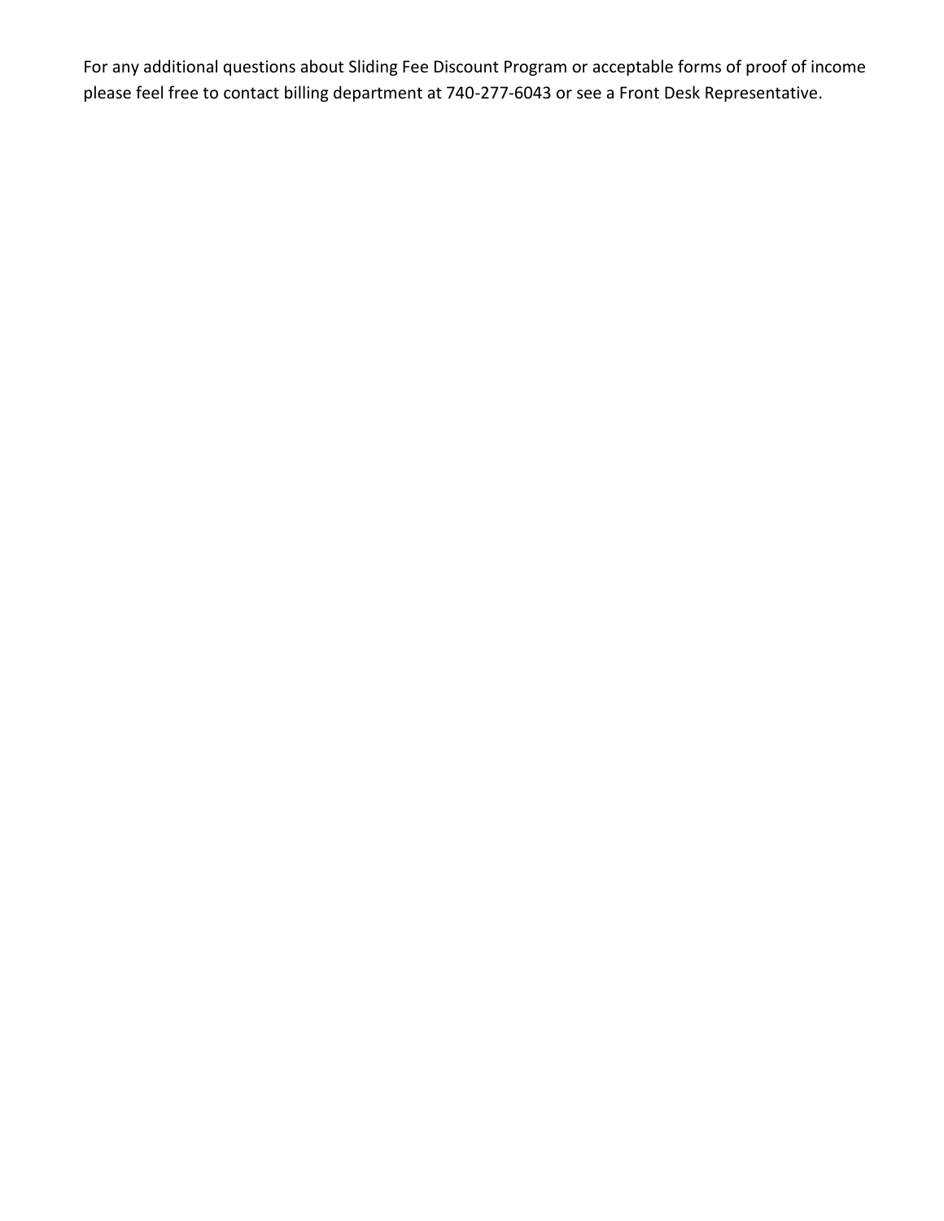For any additional questions about Sliding Fee Discount Program or acceptable forms of proof of income please feel free to contact billing department at 740-277-6043 or see a Front Desk Representative.